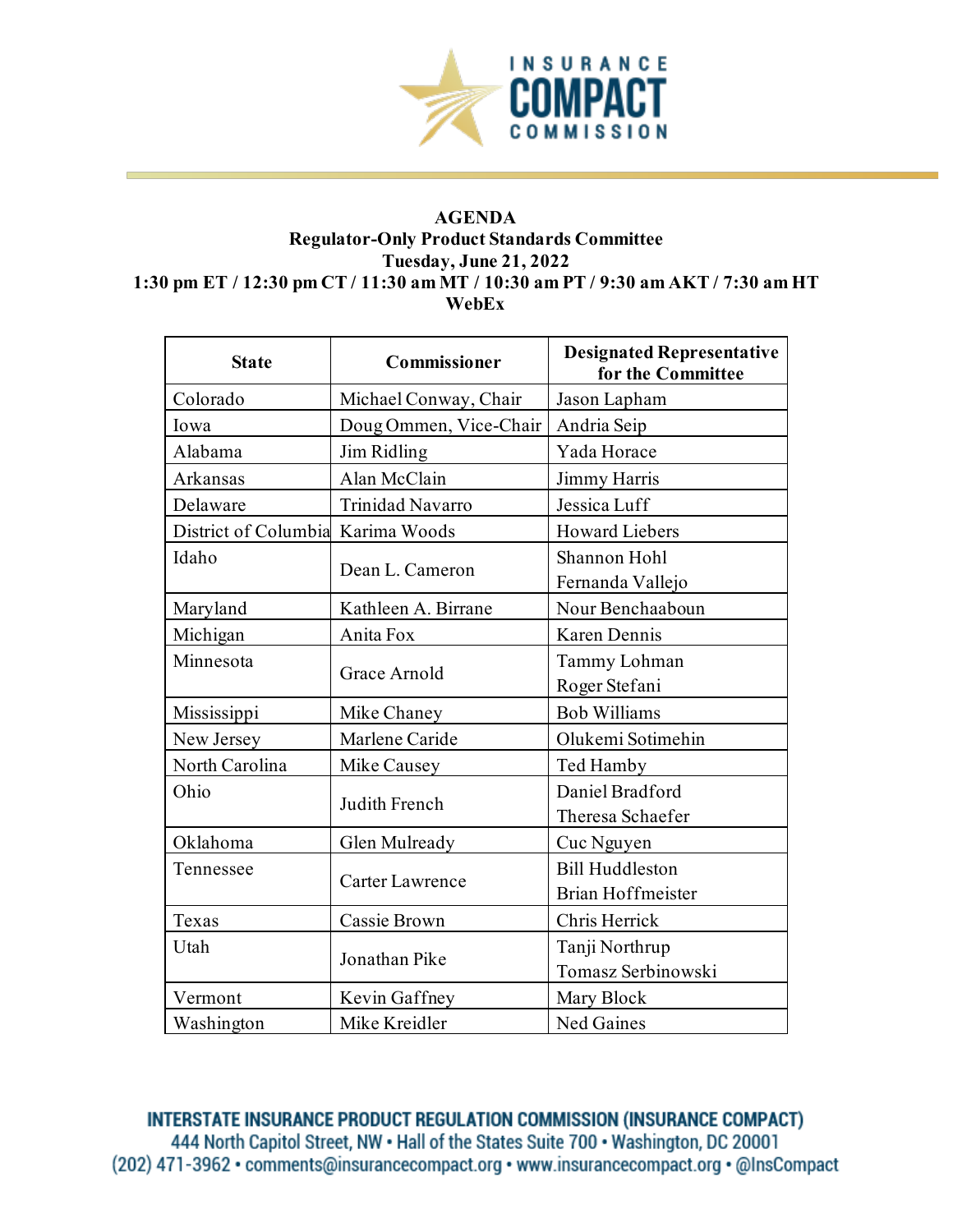# AGENDA

## Regulator-Only Product Standards Committee

**Tuesday, June 21, 2022**

**1:30 pm ET / 12:30 pm CT / 11:30 am MT / 10:30 am PT / 9:30 am AKT / 7:30 am HT**

**WebEx**

| State | Commissioner | Designated Representative for the Committee |
|---|---|---|
| Colorado | Michael Conway, Chair | Jason Lapham |
| Iowa | Doug Ommen, Vice-Chair | Andria Seip |
| Alabama | Jim Ridling | Yada Horace |
| Arkansas | Alan McClain | Jimmy Harris |
| Delaware | Trinidad Navarro | Jessica Luff |
| District of Columbia | Karima Woods | Howard Liebers |
| Idaho | Dean L. Cameron | Shannon Hohl<br>Fernanda Vallejo |
| Maryland | Kathleen A. Birrane | Nour Benchaaboun |
| Michigan | Anita Fox | Karen Dennis |
| Minnesota | Grace Arnold | Tammy Lohman<br>Roger Stefani |
| Mississippi | Mike Chaney | Bob Williams |
| New Jersey | Marlene Caride | Olukemi Sotimehin |
| North Carolina | Mike Causey | Ted Hamby |
| Ohio | Judith French | Daniel Bradford<br>Theresa Schaefer |
| Oklahoma | Glen Mulready | Cuc Nguyen |
| Tennessee | Carter Lawrence | Bill Huddleston<br>Brian Hoffmeister |
| Texas | Cassie Brown | Chris Herrick |
| Utah | Jonathan Pike | Tanji Northrup<br>Tomasz Serbinowski |
| Vermont | Kevin Gaffney | Mary Block |
| Washington | Mike Kreidler | Ned Gaines |

INTERSTATE INSURANCE PRODUCT REGULATION COMMISSION (INSURANCE COMPACT)
444 North Capitol Street, NW • Hall of the States Suite 700 • Washington, DC 20001
(202) 471-3962 • comments@insurancecompact.org • www.insurancecompact.org • @InsCompact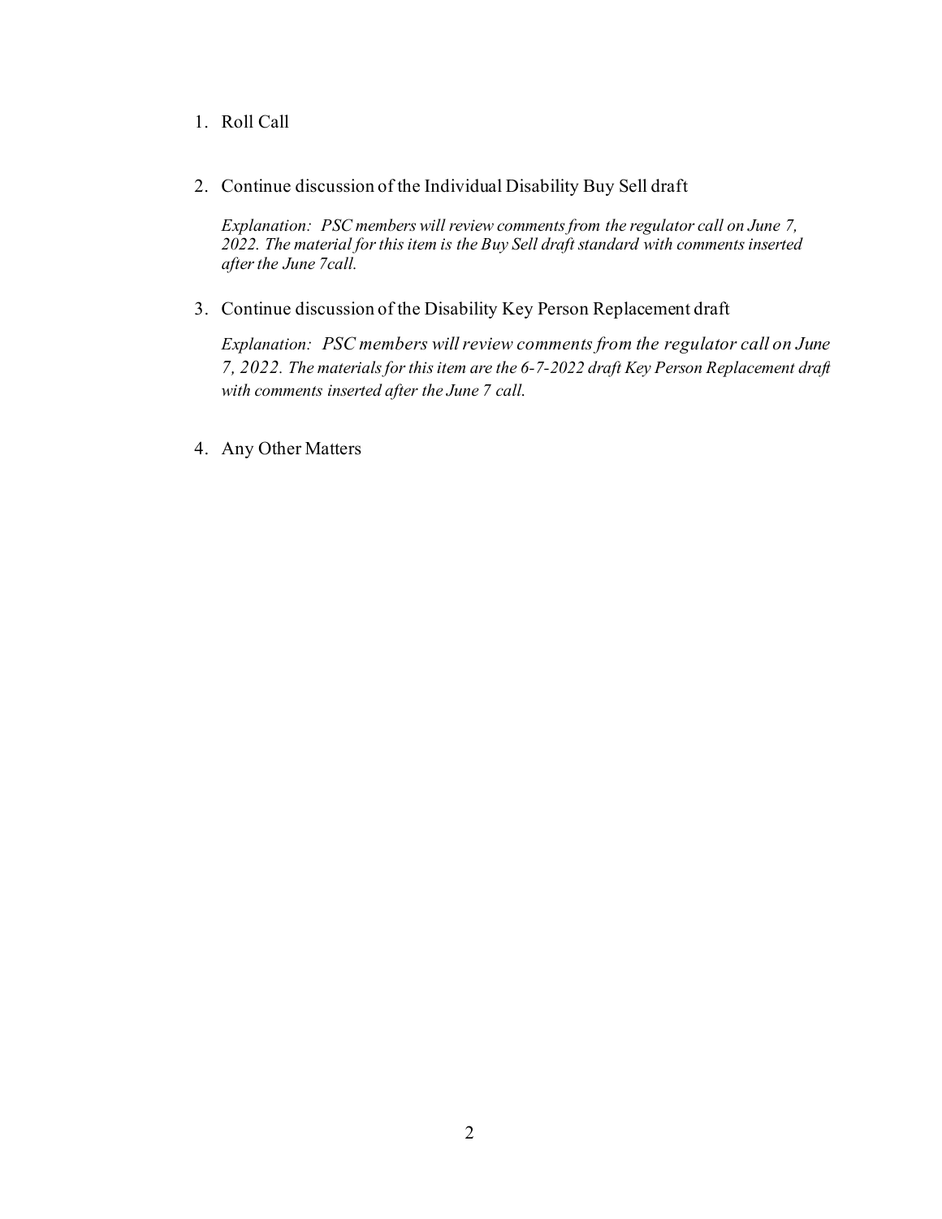1. Roll Call

2. Continue discussion of the Individual Disability Buy Sell draft

   *Explanation: PSC members will review comments from the regulator call on June 7, 2022. The material for this item is the Buy Sell draft standard with comments inserted after the June 7call.*

3. Continue discussion of the Disability Key Person Replacement draft

   *Explanation: PSC members will review comments from the regulator call on June 7, 2022. The materials for this item are the 6-7-2022 draft Key Person Replacement draft with comments inserted after the June 7 call.*

4. Any Other Matters